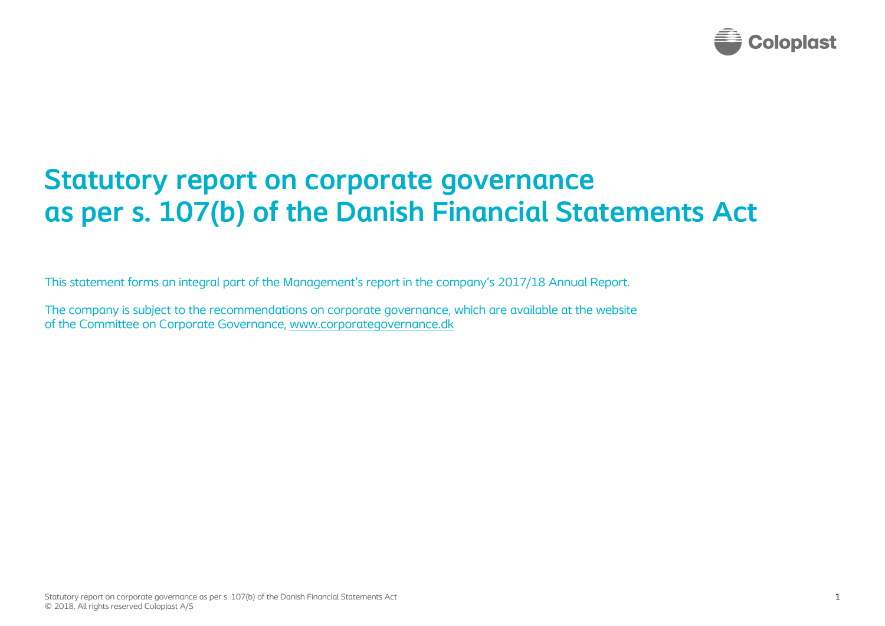# Statutory report on corporate governance as per s. 107(b) of the Danish Financial Statements Act

This statement forms an integral part of the Management's report in the company's 2017/18 Annual Report.

The company is subject to the recommendations on corporate governance, which are available at the website of the Committee on Corporate Governance, www.corporategovernance.dk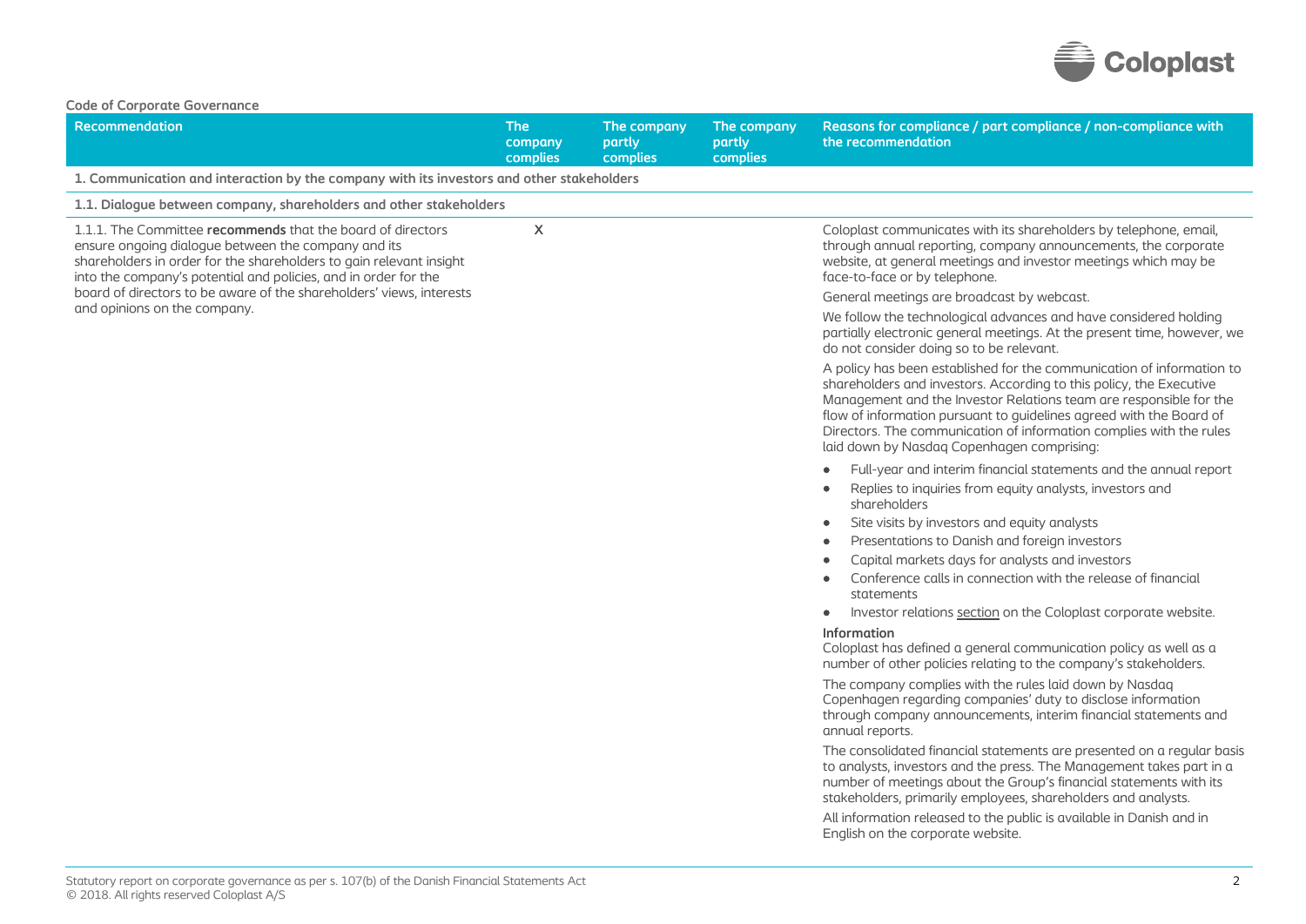**Code of Corporate Governance**

| Recommendation | The company complies | The company partly complies | The company partly complies | Reasons for compliance / part compliance / non-compliance with the recommendation |
|---|---|---|---|---|
| **1. Communication and interaction by the company with its investors and other stakeholders** | | | | |
| **1.1. Dialogue between company, shareholders and other stakeholders** | | | | |
| 1.1.1. The Committee **recommends** that the board of directors ensure ongoing dialogue between the company and its shareholders in order for the shareholders to gain relevant insight into the company's potential and policies, and in order for the board of directors to be aware of the shareholders' views, interests and opinions on the company. | X | | | Coloplast communicates with its shareholders by telephone, email, through annual reporting, company announcements, the corporate website, at general meetings and investor meetings which may be face-to-face or by telephone.<br><br>General meetings are broadcast by webcast.<br><br>We follow the technological advances and have considered holding partially electronic general meetings. At the present time, however, we do not consider doing so to be relevant.<br><br>A policy has been established for the communication of information to shareholders and investors. According to this policy, the Executive Management and the Investor Relations team are responsible for the flow of information pursuant to guidelines agreed with the Board of Directors. The communication of information complies with the rules laid down by Nasdaq Copenhagen comprising:<br><br>• Full-year and interim financial statements and the annual report<br>• Replies to inquiries from equity analysts, investors and shareholders<br>• Site visits by investors and equity analysts<br>• Presentations to Danish and foreign investors<br>• Capital markets days for analysts and investors<br>• Conference calls in connection with the release of financial statements<br>• Investor relations section on the Coloplast corporate website.<br><br>**Information**<br>Coloplast has defined a general communication policy as well as a number of other policies relating to the company's stakeholders.<br><br>The company complies with the rules laid down by Nasdaq Copenhagen regarding companies' duty to disclose information through company announcements, interim financial statements and annual reports.<br><br>The consolidated financial statements are presented on a regular basis to analysts, investors and the press. The Management takes part in a number of meetings about the Group's financial statements with its stakeholders, primarily employees, shareholders and analysts.<br><br>All information released to the public is available in Danish and in English on the corporate website. |

Statutory report on corporate governance as per s. 107(b) of the Danish Financial Statements Act
© 2018. All rights reserved Coloplast A/S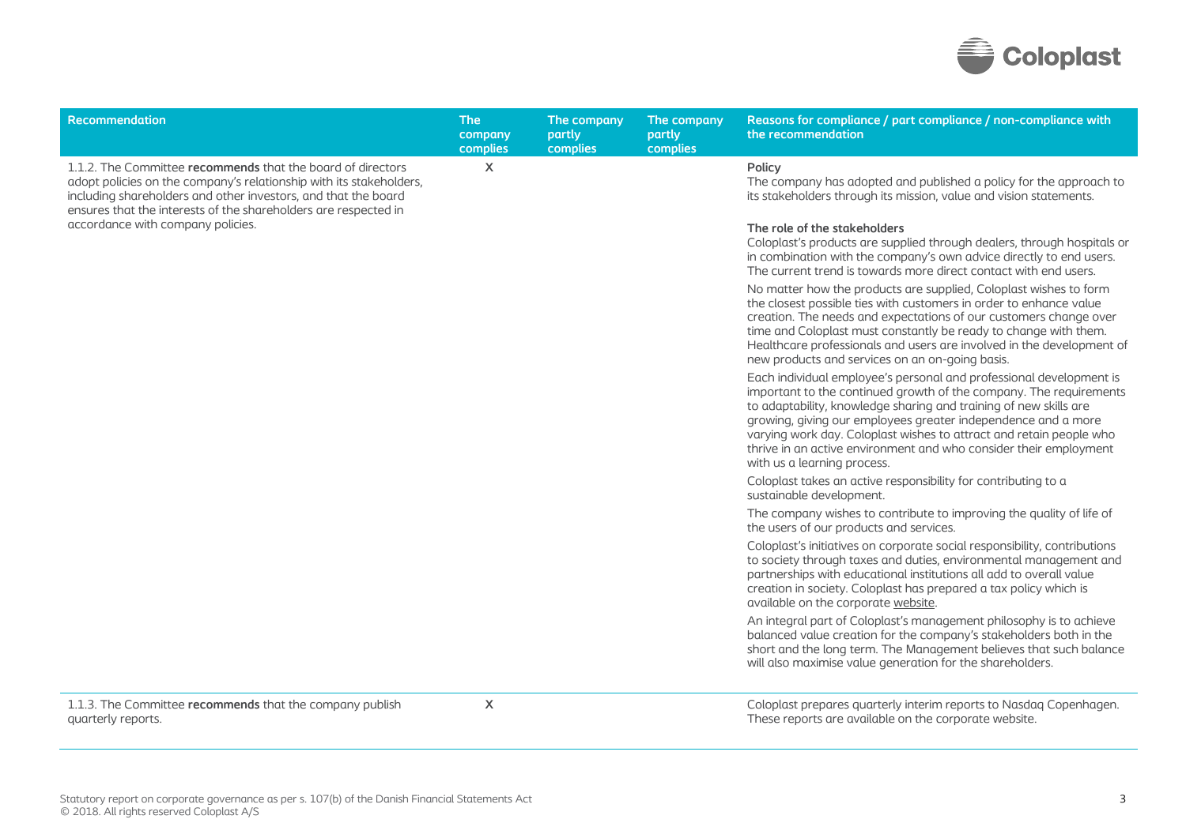| Recommendation | The company complies | The company partly complies | The company partly complies | Reasons for compliance / part compliance / non-compliance with the recommendation |
|---|---|---|---|---|
| 1.1.2. The Committee **recommends** that the board of directors adopt policies on the company's relationship with its stakeholders, including shareholders and other investors, and that the board ensures that the interests of the shareholders are respected in accordance with company policies. | X | | | **Policy**<br>The company has adopted and published a policy for the approach to its stakeholders through its mission, value and vision statements.<br><br>**The role of the stakeholders**<br>Coloplast's products are supplied through dealers, through hospitals or in combination with the company's own advice directly to end users. The current trend is towards more direct contact with end users.<br><br>No matter how the products are supplied, Coloplast wishes to form the closest possible ties with customers in order to enhance value creation. The needs and expectations of our customers change over time and Coloplast must constantly be ready to change with them. Healthcare professionals and users are involved in the development of new products and services on an on-going basis.<br><br>Each individual employee's personal and professional development is important to the continued growth of the company. The requirements to adaptability, knowledge sharing and training of new skills are growing, giving our employees greater independence and a more varying work day. Coloplast wishes to attract and retain people who thrive in an active environment and who consider their employment with us a learning process.<br><br>Coloplast takes an active responsibility for contributing to a sustainable development.<br><br>The company wishes to contribute to improving the quality of life of the users of our products and services.<br><br>Coloplast's initiatives on corporate social responsibility, contributions to society through taxes and duties, environmental management and partnerships with educational institutions all add to overall value creation in society. Coloplast has prepared a tax policy which is available on the corporate website.<br><br>An integral part of Coloplast's management philosophy is to achieve balanced value creation for the company's stakeholders both in the short and the long term. The Management believes that such balance will also maximise value generation for the shareholders. |
| 1.1.3. The Committee **recommends** that the company publish quarterly reports. | X | | | Coloplast prepares quarterly interim reports to Nasdaq Copenhagen. These reports are available on the corporate website. |

Statutory report on corporate governance as per s. 107(b) of the Danish Financial Statements Act
© 2018. All rights reserved Coloplast A/S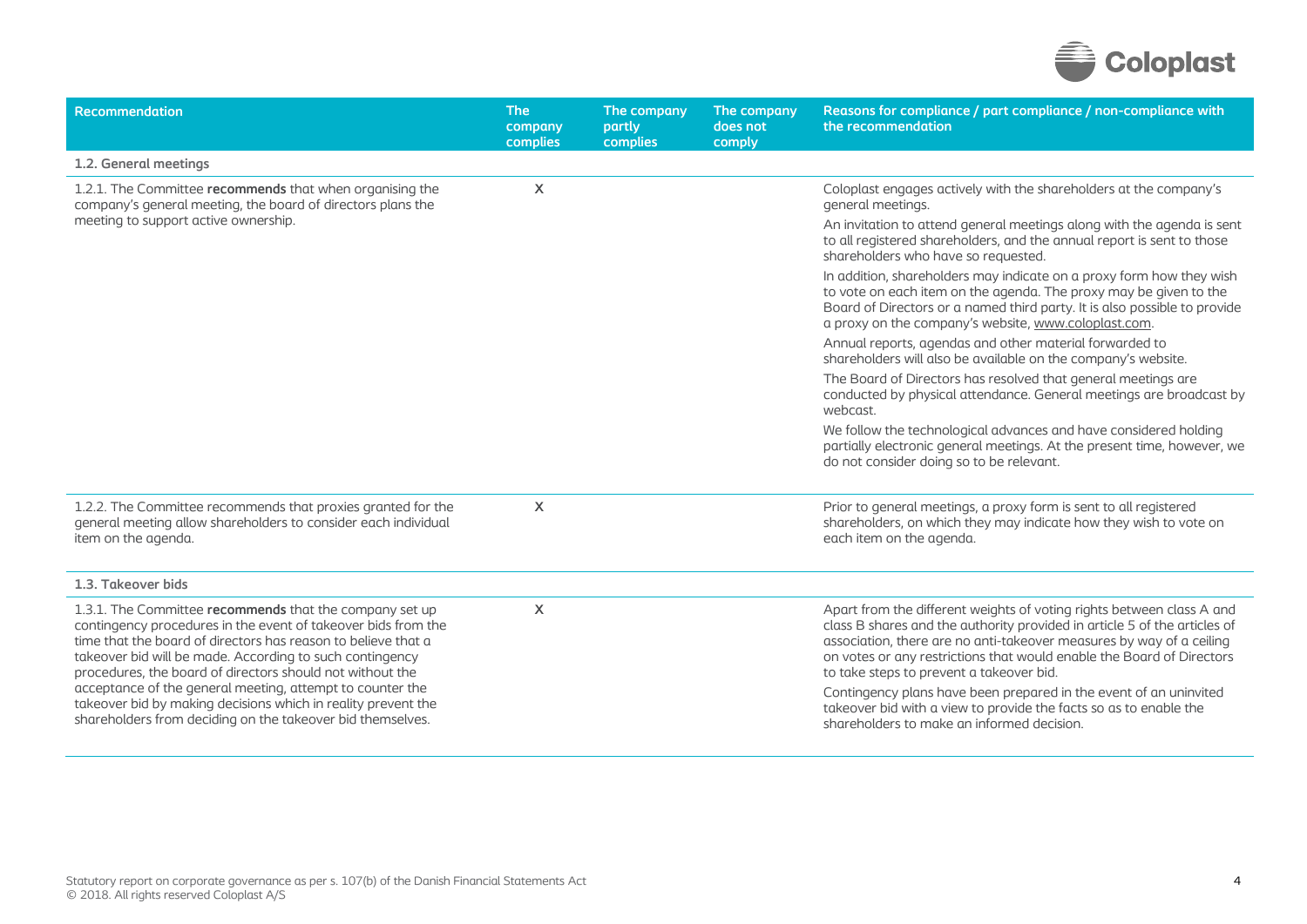| Recommendation | The company complies | The company partly complies | The company does not comply | Reasons for compliance / part compliance / non-compliance with the recommendation |
|---|---|---|---|---|
| **1.2. General meetings** | | | | |
| 1.2.1. The Committee **recommends** that when organising the company's general meeting, the board of directors plans the meeting to support active ownership. | X | | | Coloplast engages actively with the shareholders at the company's general meetings.<br>An invitation to attend general meetings along with the agenda is sent to all registered shareholders, and the annual report is sent to those shareholders who have so requested.<br>In addition, shareholders may indicate on a proxy form how they wish to vote on each item on the agenda. The proxy may be given to the Board of Directors or a named third party. It is also possible to provide a proxy on the company's website, www.coloplast.com.<br>Annual reports, agendas and other material forwarded to shareholders will also be available on the company's website.<br>The Board of Directors has resolved that general meetings are conducted by physical attendance. General meetings are broadcast by webcast.<br>We follow the technological advances and have considered holding partially electronic general meetings. At the present time, however, we do not consider doing so to be relevant. |
| 1.2.2. The Committee recommends that proxies granted for the general meeting allow shareholders to consider each individual item on the agenda. | X | | | Prior to general meetings, a proxy form is sent to all registered shareholders, on which they may indicate how they wish to vote on each item on the agenda. |
| **1.3. Takeover bids** | | | | |
| 1.3.1. The Committee **recommends** that the company set up contingency procedures in the event of takeover bids from the time that the board of directors has reason to believe that a takeover bid will be made. According to such contingency procedures, the board of directors should not without the acceptance of the general meeting, attempt to counter the takeover bid by making decisions which in reality prevent the shareholders from deciding on the takeover bid themselves. | X | | | Apart from the different weights of voting rights between class A and class B shares and the authority provided in article 5 of the articles of association, there are no anti-takeover measures by way of a ceiling on votes or any restrictions that would enable the Board of Directors to take steps to prevent a takeover bid.<br>Contingency plans have been prepared in the event of an uninvited takeover bid with a view to provide the facts so as to enable the shareholders to make an informed decision. |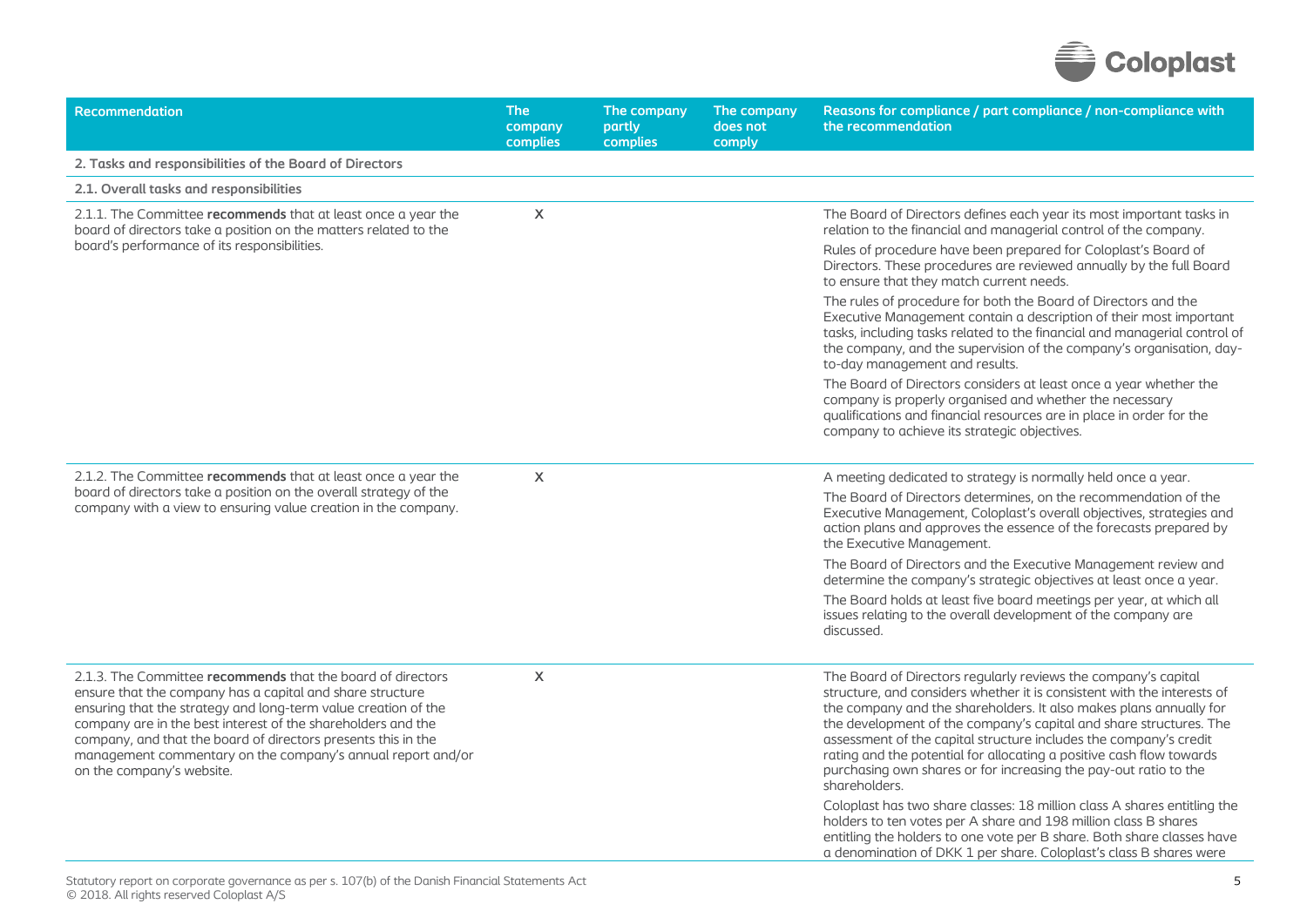| Recommendation | The company complies | The company partly complies | The company does not comply | Reasons for compliance / part compliance / non-compliance with the recommendation |
|---|---|---|---|---|
| **2. Tasks and responsibilities of the Board of Directors** | | | | |
| **2.1. Overall tasks and responsibilities** | | | | |
| 2.1.1. The Committee **recommends** that at least once a year the board of directors take a position on the matters related to the board's performance of its responsibilities. | X | | | The Board of Directors defines each year its most important tasks in relation to the financial and managerial control of the company.<br>Rules of procedure have been prepared for Coloplast's Board of Directors. These procedures are reviewed annually by the full Board to ensure that they match current needs.<br>The rules of procedure for both the Board of Directors and the Executive Management contain a description of their most important tasks, including tasks related to the financial and managerial control of the company, and the supervision of the company's organisation, day-to-day management and results.<br>The Board of Directors considers at least once a year whether the company is properly organised and whether the necessary qualifications and financial resources are in place in order for the company to achieve its strategic objectives. |
| 2.1.2. The Committee **recommends** that at least once a year the board of directors take a position on the overall strategy of the company with a view to ensuring value creation in the company. | X | | | A meeting dedicated to strategy is normally held once a year.<br>The Board of Directors determines, on the recommendation of the Executive Management, Coloplast's overall objectives, strategies and action plans and approves the essence of the forecasts prepared by the Executive Management.<br>The Board of Directors and the Executive Management review and determine the company's strategic objectives at least once a year.<br>The Board holds at least five board meetings per year, at which all issues relating to the overall development of the company are discussed. |
| 2.1.3. The Committee **recommends** that the board of directors ensure that the company has a capital and share structure ensuring that the strategy and long-term value creation of the company are in the best interest of the shareholders and the company, and that the board of directors presents this in the management commentary on the company's annual report and/or on the company's website. | X | | | The Board of Directors regularly reviews the company's capital structure, and considers whether it is consistent with the interests of the company and the shareholders. It also makes plans annually for the development of the company's capital and share structures. The assessment of the capital structure includes the company's credit rating and the potential for allocating a positive cash flow towards purchasing own shares or for increasing the pay-out ratio to the shareholders.<br>Coloplast has two share classes: 18 million class A shares entitling the holders to ten votes per A share and 198 million class B shares entitling the holders to one vote per B share. Both share classes have a denomination of DKK 1 per share. Coloplast's class B shares were |

Statutory report on corporate governance as per s. 107(b) of the Danish Financial Statements Act
© 2018. All rights reserved Coloplast A/S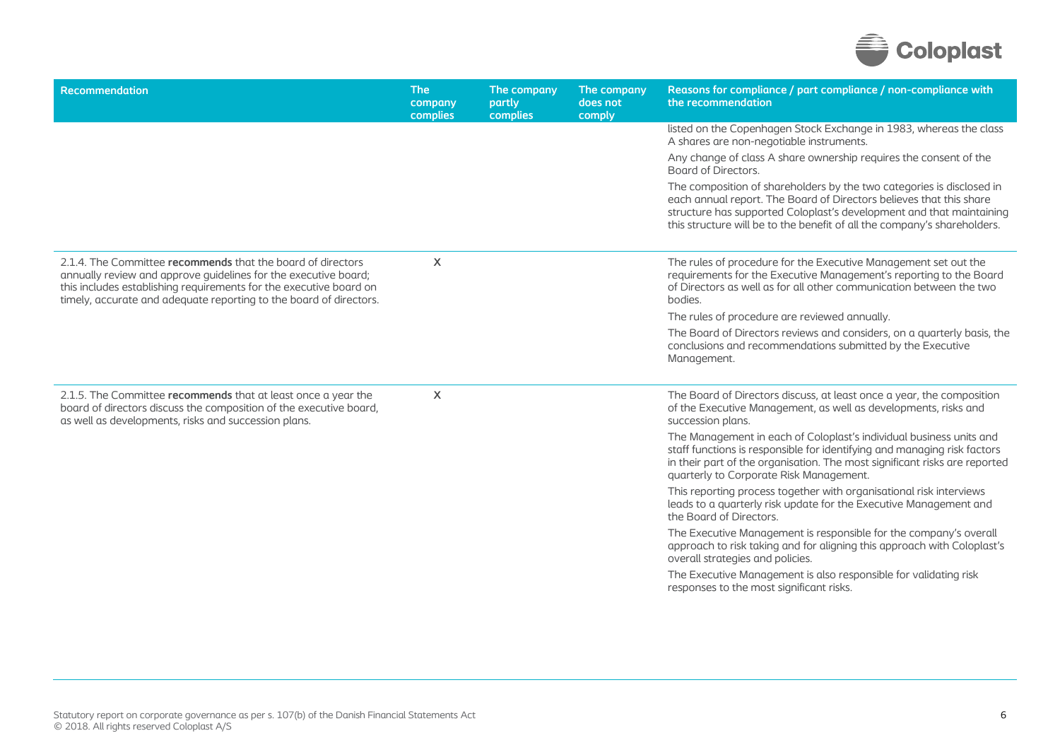| Recommendation | The company complies | The company partly complies | The company does not comply | Reasons for compliance / part compliance / non-compliance with the recommendation |
|---|---|---|---|---|
| | | | | listed on the Copenhagen Stock Exchange in 1983, whereas the class A shares are non-negotiable instruments.<br><br>Any change of class A share ownership requires the consent of the Board of Directors.<br><br>The composition of shareholders by the two categories is disclosed in each annual report. The Board of Directors believes that this share structure has supported Coloplast's development and that maintaining this structure will be to the benefit of all the company's shareholders. |
| 2.1.4. The Committee **recommends** that the board of directors annually review and approve guidelines for the executive board; this includes establishing requirements for the executive board on timely, accurate and adequate reporting to the board of directors. | X | | | The rules of procedure for the Executive Management set out the requirements for the Executive Management's reporting to the Board of Directors as well as for all other communication between the two bodies.<br><br>The rules of procedure are reviewed annually.<br><br>The Board of Directors reviews and considers, on a quarterly basis, the conclusions and recommendations submitted by the Executive Management. |
| 2.1.5. The Committee **recommends** that at least once a year the board of directors discuss the composition of the executive board, as well as developments, risks and succession plans. | X | | | The Board of Directors discuss, at least once a year, the composition of the Executive Management, as well as developments, risks and succession plans.<br><br>The Management in each of Coloplast's individual business units and staff functions is responsible for identifying and managing risk factors in their part of the organisation. The most significant risks are reported quarterly to Corporate Risk Management.<br><br>This reporting process together with organisational risk interviews leads to a quarterly risk update for the Executive Management and the Board of Directors.<br><br>The Executive Management is responsible for the company's overall approach to risk taking and for aligning this approach with Coloplast's overall strategies and policies.<br><br>The Executive Management is also responsible for validating risk responses to the most significant risks. |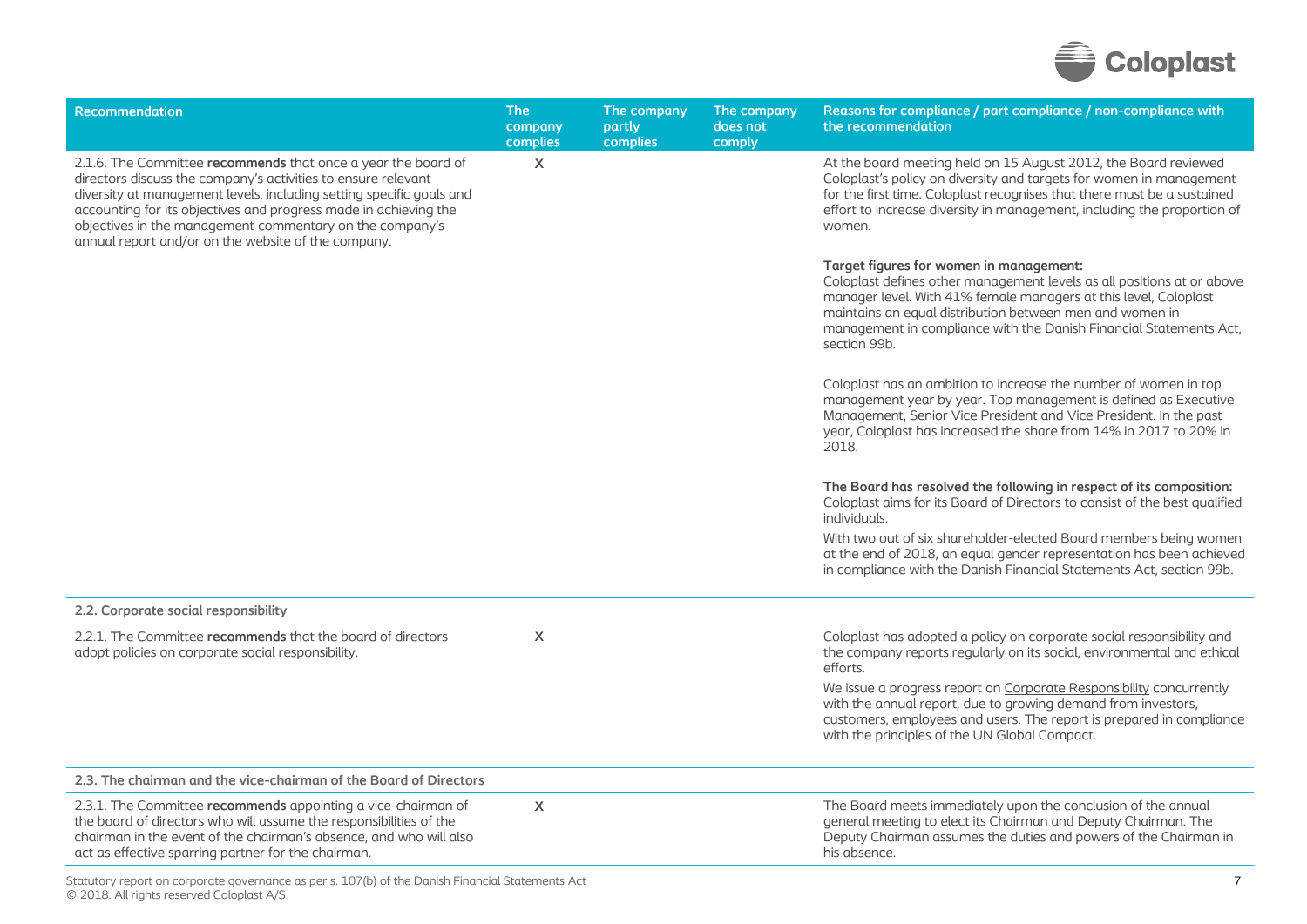| Recommendation | The company complies | The company partly complies | The company does not comply | Reasons for compliance / part compliance / non-compliance with the recommendation |
|---|---|---|---|---|
| 2.1.6. The Committee **recommends** that once a year the board of directors discuss the company's activities to ensure relevant diversity at management levels, including setting specific goals and accounting for its objectives and progress made in achieving the objectives in the management commentary on the company's annual report and/or on the website of the company. | X | | | At the board meeting held on 15 August 2012, the Board reviewed Coloplast's policy on diversity and targets for women in management for the first time. Coloplast recognises that there must be a sustained effort to increase diversity in management, including the proportion of women.<br><br>**Target figures for women in management:**<br>Coloplast defines other management levels as all positions at or above manager level. With 41% female managers at this level, Coloplast maintains an equal distribution between men and women in management in compliance with the Danish Financial Statements Act, section 99b.<br><br>Coloplast has an ambition to increase the number of women in top management year by year. Top management is defined as Executive Management, Senior Vice President and Vice President. In the past year, Coloplast has increased the share from 14% in 2017 to 20% in 2018.<br><br>**The Board has resolved the following in respect of its composition:**<br>Coloplast aims for its Board of Directors to consist of the best qualified individuals.<br>With two out of six shareholder-elected Board members being women at the end of 2018, an equal gender representation has been achieved in compliance with the Danish Financial Statements Act, section 99b. |
| **2.2. Corporate social responsibility** | | | | |
| 2.2.1. The Committee **recommends** that the board of directors adopt policies on corporate social responsibility. | X | | | Coloplast has adopted a policy on corporate social responsibility and the company reports regularly on its social, environmental and ethical efforts.<br>We issue a progress report on Corporate Responsibility concurrently with the annual report, due to growing demand from investors, customers, employees and users. The report is prepared in compliance with the principles of the UN Global Compact. |
| **2.3. The chairman and the vice-chairman of the Board of Directors** | | | | |
| 2.3.1. The Committee **recommends** appointing a vice-chairman of the board of directors who will assume the responsibilities of the chairman in the event of the chairman's absence, and who will also act as effective sparring partner for the chairman. | X | | | The Board meets immediately upon the conclusion of the annual general meeting to elect its Chairman and Deputy Chairman. The Deputy Chairman assumes the duties and powers of the Chairman in his absence. |

Statutory report on corporate governance as per s. 107(b) of the Danish Financial Statements Act
© 2018. All rights reserved Coloplast A/S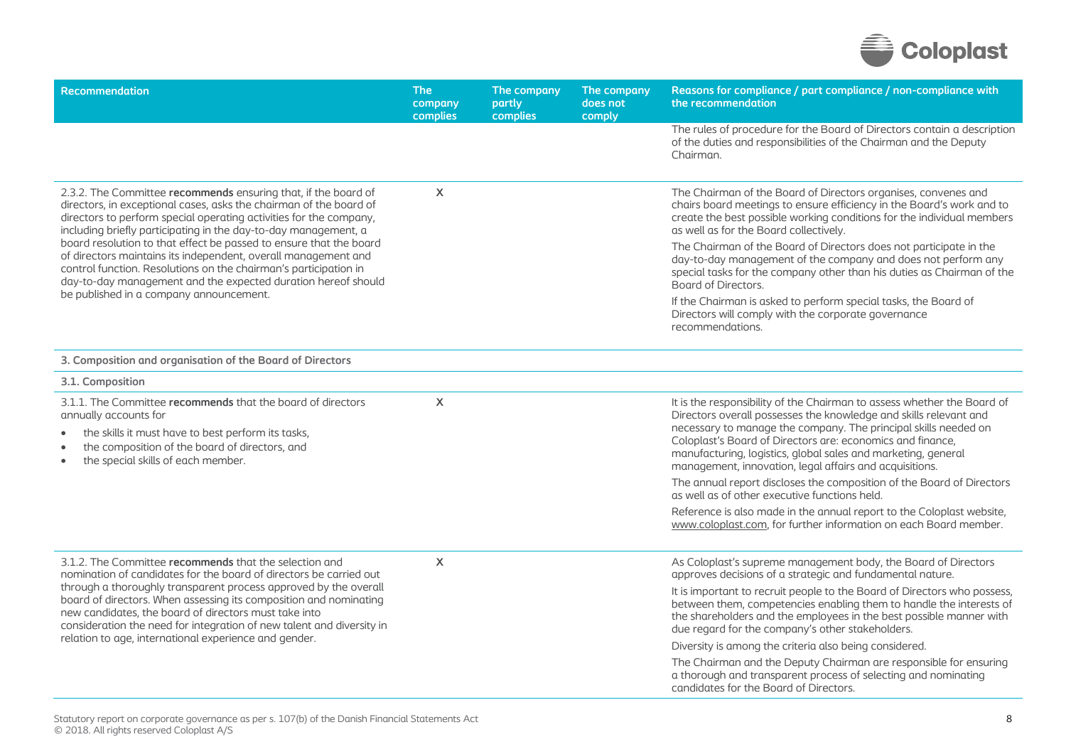| Recommendation | The company complies | The company partly complies | The company does not comply | Reasons for compliance / part compliance / non-compliance with the recommendation |
|---|---|---|---|---|
| | | | | The rules of procedure for the Board of Directors contain a description of the duties and responsibilities of the Chairman and the Deputy Chairman. |
| 2.3.2. The Committee **recommends** ensuring that, if the board of directors, in exceptional cases, asks the chairman of the board of directors to perform special operating activities for the company, including briefly participating in the day-to-day management, a board resolution to that effect be passed to ensure that the board of directors maintains its independent, overall management and control function. Resolutions on the chairman's participation in day-to-day management and the expected duration hereof should be published in a company announcement. | X | | | The Chairman of the Board of Directors organises, convenes and chairs board meetings to ensure efficiency in the Board's work and to create the best possible working conditions for the individual members as well as for the Board collectively.<br><br>The Chairman of the Board of Directors does not participate in the day-to-day management of the company and does not perform any special tasks for the company other than his duties as Chairman of the Board of Directors.<br><br>If the Chairman is asked to perform special tasks, the Board of Directors will comply with the corporate governance recommendations. |
| **3. Composition and organisation of the Board of Directors** | | | | |
| **3.1. Composition** | | | | |
| 3.1.1. The Committee **recommends** that the board of directors annually accounts for<br><br>• the skills it must have to best perform its tasks,<br>• the composition of the board of directors, and<br>• the special skills of each member. | X | | | It is the responsibility of the Chairman to assess whether the Board of Directors overall possesses the knowledge and skills relevant and necessary to manage the company. The principal skills needed on Coloplast's Board of Directors are: economics and finance, manufacturing, logistics, global sales and marketing, general management, innovation, legal affairs and acquisitions.<br><br>The annual report discloses the composition of the Board of Directors as well as of other executive functions held.<br><br>Reference is also made in the annual report to the Coloplast website, www.coloplast.com, for further information on each Board member. |
| 3.1.2. The Committee **recommends** that the selection and nomination of candidates for the board of directors be carried out through a thoroughly transparent process approved by the overall board of directors. When assessing its composition and nominating new candidates, the board of directors must take into consideration the need for integration of new talent and diversity in relation to age, international experience and gender. | X | | | As Coloplast's supreme management body, the Board of Directors approves decisions of a strategic and fundamental nature.<br><br>It is important to recruit people to the Board of Directors who possess, between them, competencies enabling them to handle the interests of the shareholders and the employees in the best possible manner with due regard for the company's other stakeholders.<br><br>Diversity is among the criteria also being considered.<br><br>The Chairman and the Deputy Chairman are responsible for ensuring a thorough and transparent process of selecting and nominating candidates for the Board of Directors. |

Statutory report on corporate governance as per s. 107(b) of the Danish Financial Statements Act
© 2018. All rights reserved Coloplast A/S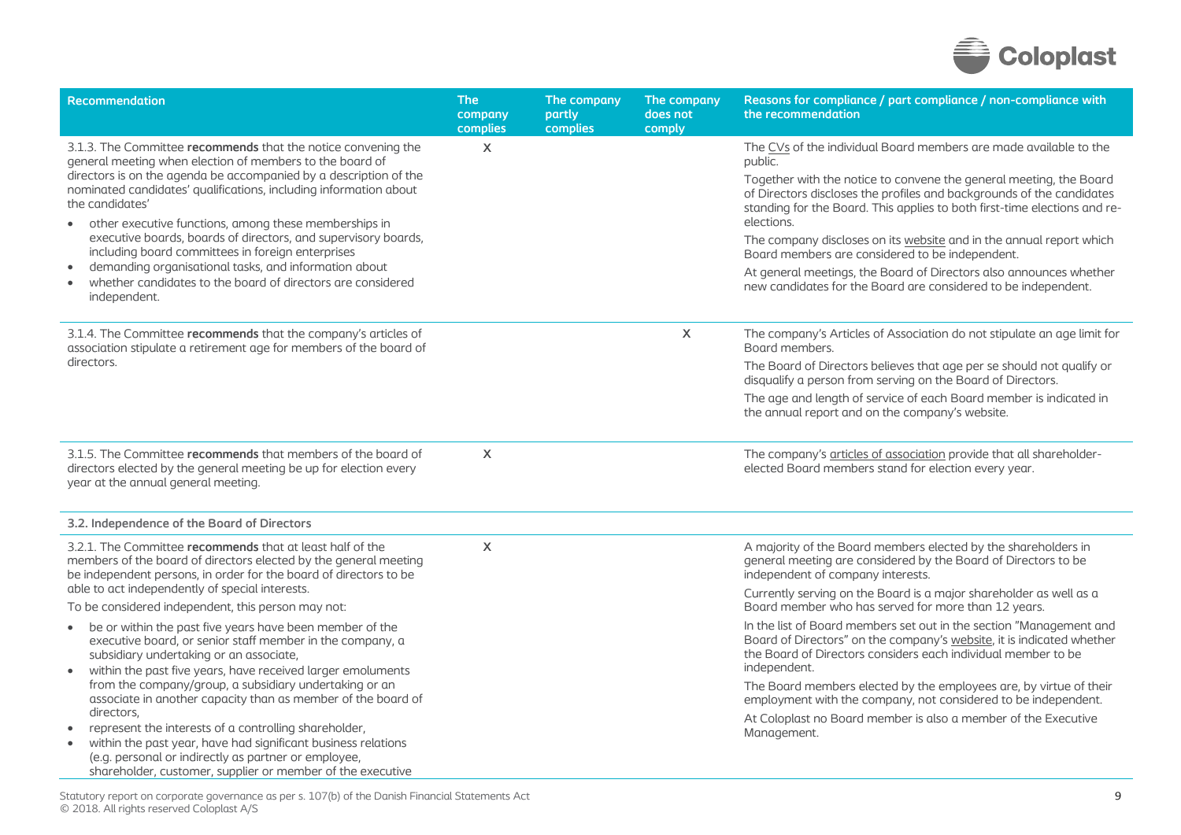| Recommendation | The company complies | The company partly complies | The company does not comply | Reasons for compliance / part compliance / non-compliance with the recommendation |
|---|---|---|---|---|
| 3.1.3. The Committee **recommends** that the notice convening the general meeting when election of members to the board of directors is on the agenda be accompanied by a description of the nominated candidates' qualifications, including information about the candidates'<br>• other executive functions, among these memberships in executive boards, boards of directors, and supervisory boards, including board committees in foreign enterprises<br>• demanding organisational tasks, and information about<br>• whether candidates to the board of directors are considered independent. | X | | | The CVs of the individual Board members are made available to the public.<br>Together with the notice to convene the general meeting, the Board of Directors discloses the profiles and backgrounds of the candidates standing for the Board. This applies to both first-time elections and re-elections.<br>The company discloses on its website and in the annual report which Board members are considered to be independent.<br>At general meetings, the Board of Directors also announces whether new candidates for the Board are considered to be independent. |
| 3.1.4. The Committee **recommends** that the company's articles of association stipulate a retirement age for members of the board of directors. | | | X | The company's Articles of Association do not stipulate an age limit for Board members.<br>The Board of Directors believes that age per se should not qualify or disqualify a person from serving on the Board of Directors.<br>The age and length of service of each Board member is indicated in the annual report and on the company's website. |
| 3.1.5. The Committee **recommends** that members of the board of directors elected by the general meeting be up for election every year at the annual general meeting. | X | | | The company's articles of association provide that all shareholder-elected Board members stand for election every year. |
| **3.2. Independence of the Board of Directors** | | | | |
| 3.2.1. The Committee **recommends** that at least half of the members of the board of directors elected by the general meeting be independent persons, in order for the board of directors to be able to act independently of special interests.<br>To be considered independent, this person may not:<br>• be or within the past five years have been member of the executive board, or senior staff member in the company, a subsidiary undertaking or an associate,<br>• within the past five years, have received larger emoluments from the company/group, a subsidiary undertaking or an associate in another capacity than as member of the board of directors,<br>• represent the interests of a controlling shareholder,<br>• within the past year, have had significant business relations (e.g. personal or indirectly as partner or employee, shareholder, customer, supplier or member of the executive | X | | | A majority of the Board members elected by the shareholders in general meeting are considered by the Board of Directors to be independent of company interests.<br>Currently serving on the Board is a major shareholder as well as a Board member who has served for more than 12 years.<br>In the list of Board members set out in the section "Management and Board of Directors" on the company's website, it is indicated whether the Board of Directors considers each individual member to be independent.<br>The Board members elected by the employees are, by virtue of their employment with the company, not considered to be independent.<br>At Coloplast no Board member is also a member of the Executive Management. |

Statutory report on corporate governance as per s. 107(b) of the Danish Financial Statements Act
© 2018. All rights reserved Coloplast A/S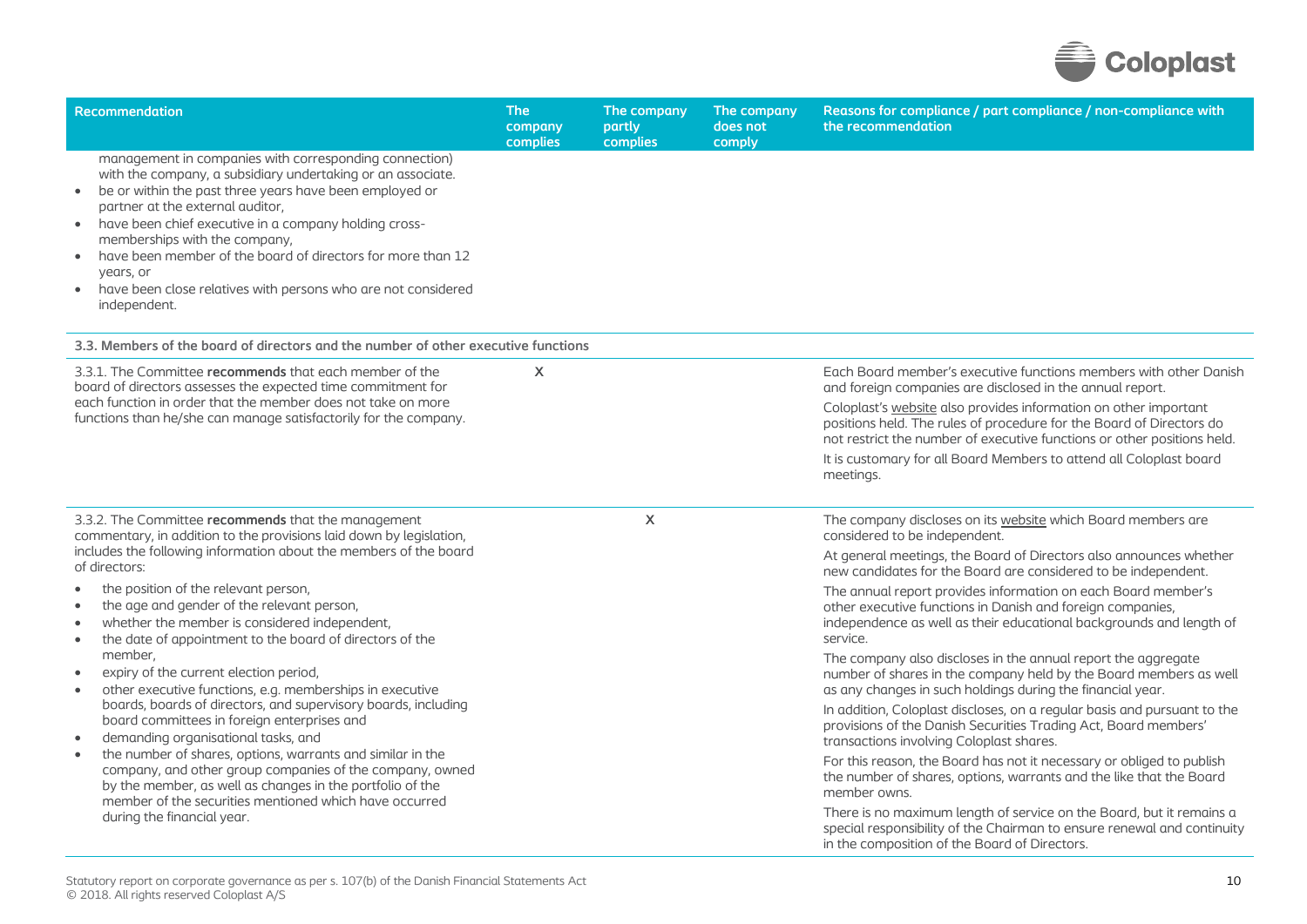| Recommendation | The company complies | The company partly complies | The company does not comply | Reasons for compliance / part compliance / non-compliance with the recommendation |
|---|---|---|---|---|
| management in companies with corresponding connection) with the company, a subsidiary undertaking or an associate.<br>• be or within the past three years have been employed or partner at the external auditor,<br>• have been chief executive in a company holding cross-memberships with the company,<br>• have been member of the board of directors for more than 12 years, or<br>• have been close relatives with persons who are not considered independent. | | | | |
| **3.3. Members of the board of directors and the number of other executive functions** | | | | |
| 3.3.1. The Committee **recommends** that each member of the board of directors assesses the expected time commitment for each function in order that the member does not take on more functions than he/she can manage satisfactorily for the company. | X | | | Each Board member's executive functions members with other Danish and foreign companies are disclosed in the annual report.<br>Coloplast's website also provides information on other important positions held. The rules of procedure for the Board of Directors do not restrict the number of executive functions or other positions held.<br>It is customary for all Board Members to attend all Coloplast board meetings. |
| 3.3.2. The Committee **recommends** that the management commentary, in addition to the provisions laid down by legislation, includes the following information about the members of the board of directors:<br>• the position of the relevant person,<br>• the age and gender of the relevant person,<br>• whether the member is considered independent,<br>• the date of appointment to the board of directors of the member,<br>• expiry of the current election period,<br>• other executive functions, e.g. memberships in executive boards, boards of directors, and supervisory boards, including board committees in foreign enterprises and<br>• demanding organisational tasks, and<br>• the number of shares, options, warrants and similar in the company, and other group companies of the company, owned by the member, as well as changes in the portfolio of the member of the securities mentioned which have occurred during the financial year. | | X | | The company discloses on its website which Board members are considered to be independent.<br>At general meetings, the Board of Directors also announces whether new candidates for the Board are considered to be independent.<br>The annual report provides information on each Board member's other executive functions in Danish and foreign companies, independence as well as their educational backgrounds and length of service.<br>The company also discloses in the annual report the aggregate number of shares in the company held by the Board members as well as any changes in such holdings during the financial year.<br>In addition, Coloplast discloses, on a regular basis and pursuant to the provisions of the Danish Securities Trading Act, Board members' transactions involving Coloplast shares.<br>For this reason, the Board has not it necessary or obliged to publish the number of shares, options, warrants and the like that the Board member owns.<br>There is no maximum length of service on the Board, but it remains a special responsibility of the Chairman to ensure renewal and continuity in the composition of the Board of Directors. |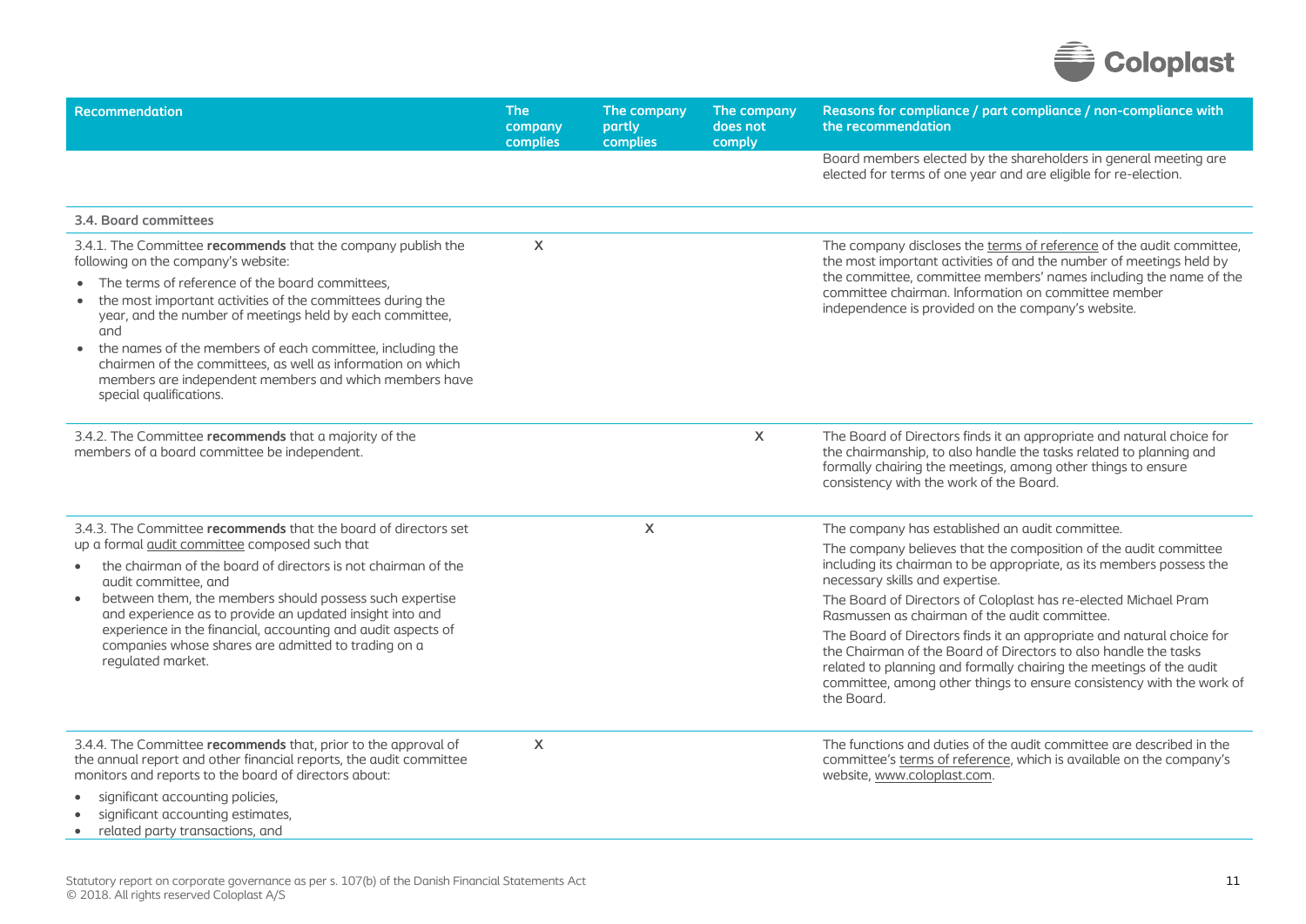| Recommendation | The company complies | The company partly complies | The company does not comply | Reasons for compliance / part compliance / non-compliance with the recommendation |
|---|---|---|---|---|
| | | | | Board members elected by the shareholders in general meeting are elected for terms of one year and are eligible for re-election. |
| **3.4. Board committees** | | | | |
| 3.4.1. The Committee **recommends** that the company publish the following on the company's website: <br>• The terms of reference of the board committees, <br>• the most important activities of the committees during the year, and the number of meetings held by each committee, and <br>• the names of the members of each committee, including the chairmen of the committees, as well as information on which members are independent members and which members have special qualifications. | X | | | The company discloses the terms of reference of the audit committee, the most important activities of and the number of meetings held by the committee, committee members' names including the name of the committee chairman. Information on committee member independence is provided on the company's website. |
| 3.4.2. The Committee **recommends** that a majority of the members of a board committee be independent. | | | X | The Board of Directors finds it an appropriate and natural choice for the chairmanship, to also handle the tasks related to planning and formally chairing the meetings, among other things to ensure consistency with the work of the Board. |
| 3.4.3. The Committee **recommends** that the board of directors set up a formal audit committee composed such that <br>• the chairman of the board of directors is not chairman of the audit committee, and <br>• between them, the members should possess such expertise and experience as to provide an updated insight into and experience in the financial, accounting and audit aspects of companies whose shares are admitted to trading on a regulated market. | | X | | The company has established an audit committee. <br>The company believes that the composition of the audit committee including its chairman to be appropriate, as its members possess the necessary skills and expertise. <br>The Board of Directors of Coloplast has re-elected Michael Pram Rasmussen as chairman of the audit committee. <br>The Board of Directors finds it an appropriate and natural choice for the Chairman of the Board of Directors to also handle the tasks related to planning and formally chairing the meetings of the audit committee, among other things to ensure consistency with the work of the Board. |
| 3.4.4. The Committee **recommends** that, prior to the approval of the annual report and other financial reports, the audit committee monitors and reports to the board of directors about: <br>• significant accounting policies, <br>• significant accounting estimates, <br>• related party transactions, and | X | | | The functions and duties of the audit committee are described in the committee's terms of reference, which is available on the company's website, www.coloplast.com. |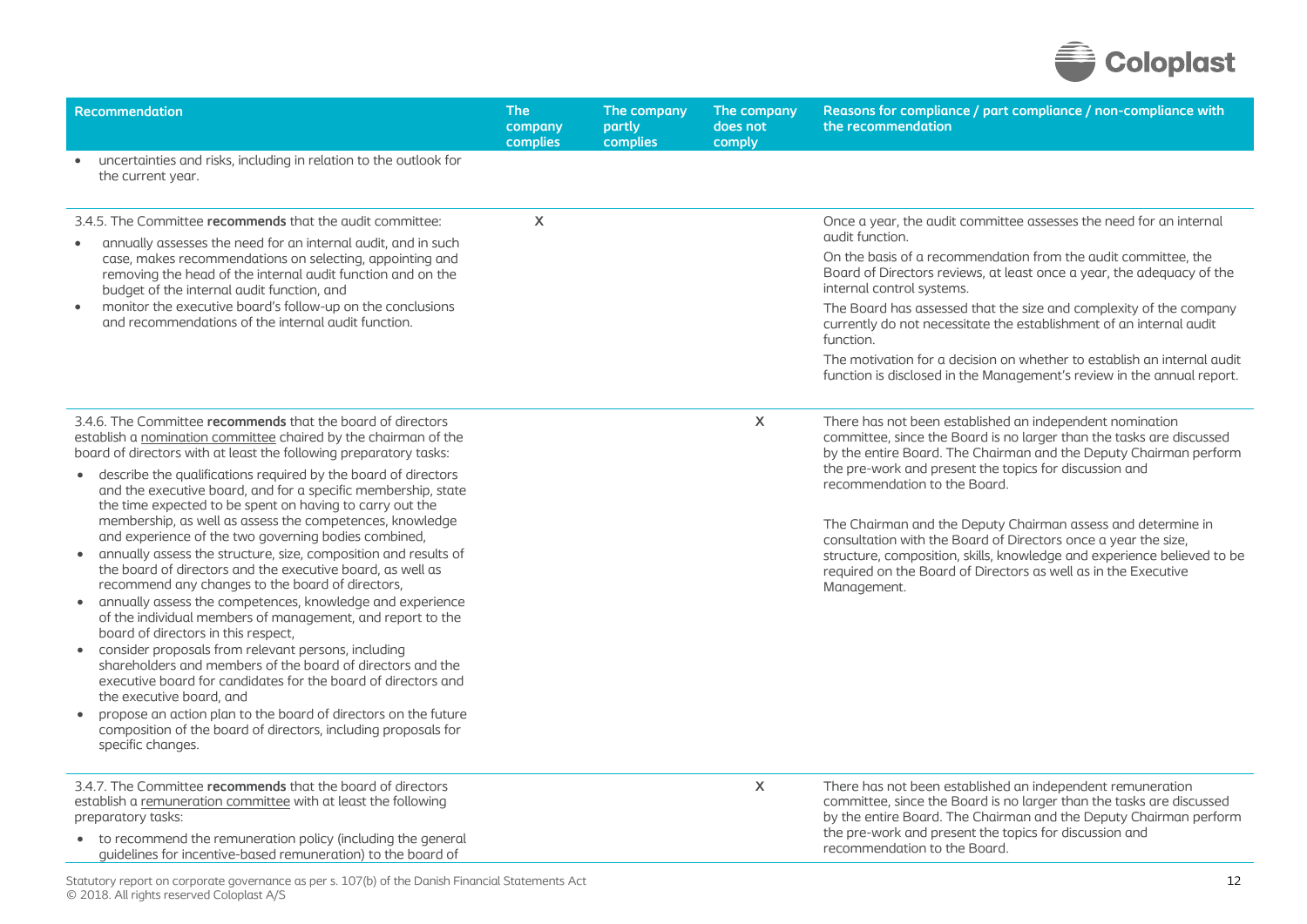| Recommendation | The company complies | The company partly complies | The company does not comply | Reasons for compliance / part compliance / non-compliance with the recommendation |
|---|---|---|---|---|
| • uncertainties and risks, including in relation to the outlook for the current year. | | | | |
| 3.4.5. The Committee **recommends** that the audit committee:<br>• annually assesses the need for an internal audit, and in such case, makes recommendations on selecting, appointing and removing the head of the internal audit function and on the budget of the internal audit function, and<br>• monitor the executive board's follow-up on the conclusions and recommendations of the internal audit function. | X | | | Once a year, the audit committee assesses the need for an internal audit function.<br>On the basis of a recommendation from the audit committee, the Board of Directors reviews, at least once a year, the adequacy of the internal control systems.<br>The Board has assessed that the size and complexity of the company currently do not necessitate the establishment of an internal audit function.<br>The motivation for a decision on whether to establish an internal audit function is disclosed in the Management's review in the annual report. |
| 3.4.6. The Committee **recommends** that the board of directors establish a nomination committee chaired by the chairman of the board of directors with at least the following preparatory tasks:<br>• describe the qualifications required by the board of directors and the executive board, and for a specific membership, state the time expected to be spent on having to carry out the membership, as well as assess the competences, knowledge and experience of the two governing bodies combined,<br>• annually assess the structure, size, composition and results of the board of directors and the executive board, as well as recommend any changes to the board of directors,<br>• annually assess the competences, knowledge and experience of the individual members of management, and report to the board of directors in this respect,<br>• consider proposals from relevant persons, including shareholders and members of the board of directors and the executive board for candidates for the board of directors and the executive board, and<br>• propose an action plan to the board of directors on the future composition of the board of directors, including proposals for specific changes. | | | X | There has not been established an independent nomination committee, since the Board is no larger than the tasks are discussed by the entire Board. The Chairman and the Deputy Chairman perform the pre-work and present the topics for discussion and recommendation to the Board.<br><br>The Chairman and the Deputy Chairman assess and determine in consultation with the Board of Directors once a year the size, structure, composition, skills, knowledge and experience believed to be required on the Board of Directors as well as in the Executive Management. |
| 3.4.7. The Committee **recommends** that the board of directors establish a remuneration committee with at least the following preparatory tasks:<br>• to recommend the remuneration policy (including the general guidelines for incentive-based remuneration) to the board of | | | X | There has not been established an independent remuneration committee, since the Board is no larger than the tasks are discussed by the entire Board. The Chairman and the Deputy Chairman perform the pre-work and present the topics for discussion and recommendation to the Board. |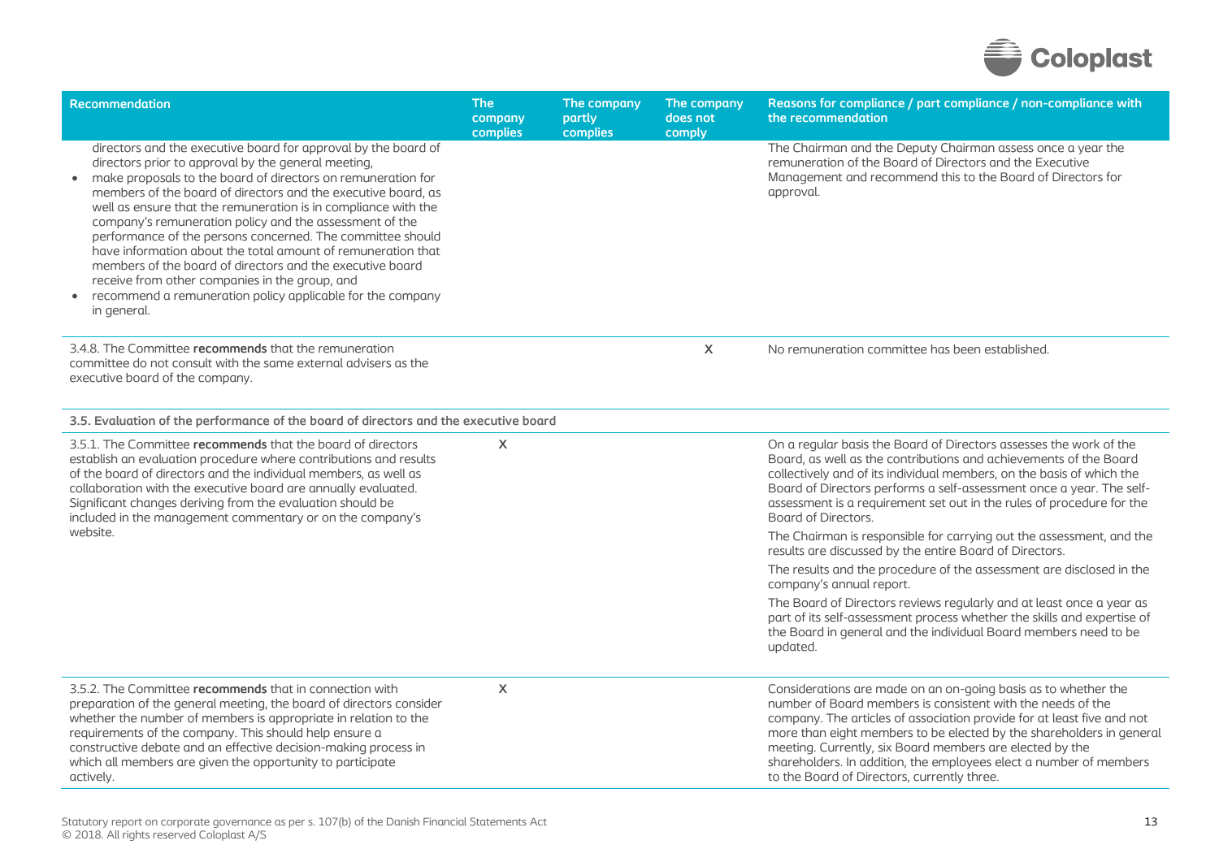| Recommendation | The company complies | The company partly complies | The company does not comply | Reasons for compliance / part compliance / non-compliance with the recommendation |
|---|---|---|---|---|
| directors and the executive board for approval by the board of directors prior to approval by the general meeting,<br>• make proposals to the board of directors on remuneration for members of the board of directors and the executive board, as well as ensure that the remuneration is in compliance with the company's remuneration policy and the assessment of the performance of the persons concerned. The committee should have information about the total amount of remuneration that members of the board of directors and the executive board receive from other companies in the group, and<br>• recommend a remuneration policy applicable for the company in general. | | | | The Chairman and the Deputy Chairman assess once a year the remuneration of the Board of Directors and the Executive Management and recommend this to the Board of Directors for approval. |
| 3.4.8. The Committee **recommends** that the remuneration committee do not consult with the same external advisers as the executive board of the company. | | | X | No remuneration committee has been established. |
| **3.5. Evaluation of the performance of the board of directors and the executive board** | | | | |
| 3.5.1. The Committee **recommends** that the board of directors establish an evaluation procedure where contributions and results of the board of directors and the individual members, as well as collaboration with the executive board are annually evaluated. Significant changes deriving from the evaluation should be included in the management commentary or on the company's website. | X | | | On a regular basis the Board of Directors assesses the work of the Board, as well as the contributions and achievements of the Board collectively and of its individual members, on the basis of which the Board of Directors performs a self-assessment once a year. The self-assessment is a requirement set out in the rules of procedure for the Board of Directors.<br>The Chairman is responsible for carrying out the assessment, and the results are discussed by the entire Board of Directors.<br>The results and the procedure of the assessment are disclosed in the company's annual report.<br>The Board of Directors reviews regularly and at least once a year as part of its self-assessment process whether the skills and expertise of the Board in general and the individual Board members need to be updated. |
| 3.5.2. The Committee **recommends** that in connection with preparation of the general meeting, the board of directors consider whether the number of members is appropriate in relation to the requirements of the company. This should help ensure a constructive debate and an effective decision-making process in which all members are given the opportunity to participate actively. | X | | | Considerations are made on an on-going basis as to whether the number of Board members is consistent with the needs of the company. The articles of association provide for at least five and not more than eight members to be elected by the shareholders in general meeting. Currently, six Board members are elected by the shareholders. In addition, the employees elect a number of members to the Board of Directors, currently three. |

Statutory report on corporate governance as per s. 107(b) of the Danish Financial Statements Act
© 2018. All rights reserved Coloplast A/S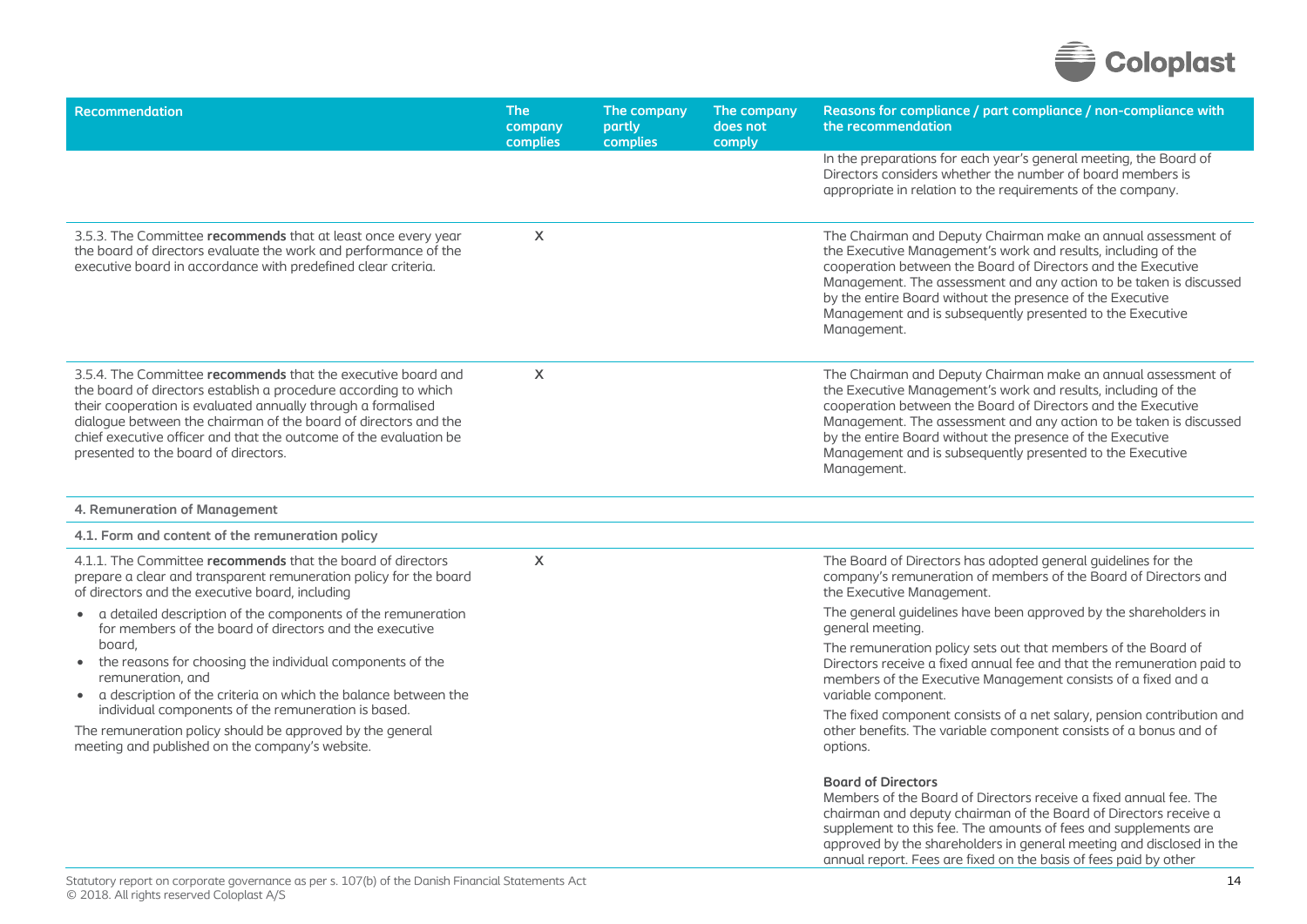| Recommendation | The company complies | The company partly complies | The company does not comply | Reasons for compliance / part compliance / non-compliance with the recommendation |
|---|---|---|---|---|
| | | | | In the preparations for each year's general meeting, the Board of Directors considers whether the number of board members is appropriate in relation to the requirements of the company. |
| 3.5.3. The Committee **recommends** that at least once every year the board of directors evaluate the work and performance of the executive board in accordance with predefined clear criteria. | X | | | The Chairman and Deputy Chairman make an annual assessment of the Executive Management's work and results, including of the cooperation between the Board of Directors and the Executive Management. The assessment and any action to be taken is discussed by the entire Board without the presence of the Executive Management and is subsequently presented to the Executive Management. |
| 3.5.4. The Committee **recommends** that the executive board and the board of directors establish a procedure according to which their cooperation is evaluated annually through a formalised dialogue between the chairman of the board of directors and the chief executive officer and that the outcome of the evaluation be presented to the board of directors. | X | | | The Chairman and Deputy Chairman make an annual assessment of the Executive Management's work and results, including of the cooperation between the Board of Directors and the Executive Management. The assessment and any action to be taken is discussed by the entire Board without the presence of the Executive Management and is subsequently presented to the Executive Management. |
| **4. Remuneration of Management** | | | | |
| **4.1. Form and content of the remuneration policy** | | | | |
| 4.1.1. The Committee **recommends** that the board of directors prepare a clear and transparent remuneration policy for the board of directors and the executive board, including<br>• a detailed description of the components of the remuneration for members of the board of directors and the executive board,<br>• the reasons for choosing the individual components of the remuneration, and<br>• a description of the criteria on which the balance between the individual components of the remuneration is based.<br>The remuneration policy should be approved by the general meeting and published on the company's website. | X | | | The Board of Directors has adopted general guidelines for the company's remuneration of members of the Board of Directors and the Executive Management.<br>The general guidelines have been approved by the shareholders in general meeting.<br>The remuneration policy sets out that members of the Board of Directors receive a fixed annual fee and that the remuneration paid to members of the Executive Management consists of a fixed and a variable component.<br>The fixed component consists of a net salary, pension contribution and other benefits. The variable component consists of a bonus and of options.<br><br>**Board of Directors**<br>Members of the Board of Directors receive a fixed annual fee. The chairman and deputy chairman of the Board of Directors receive a supplement to this fee. The amounts of fees and supplements are approved by the shareholders in general meeting and disclosed in the annual report. Fees are fixed on the basis of fees paid by other |

Statutory report on corporate governance as per s. 107(b) of the Danish Financial Statements Act
© 2018. All rights reserved Coloplast A/S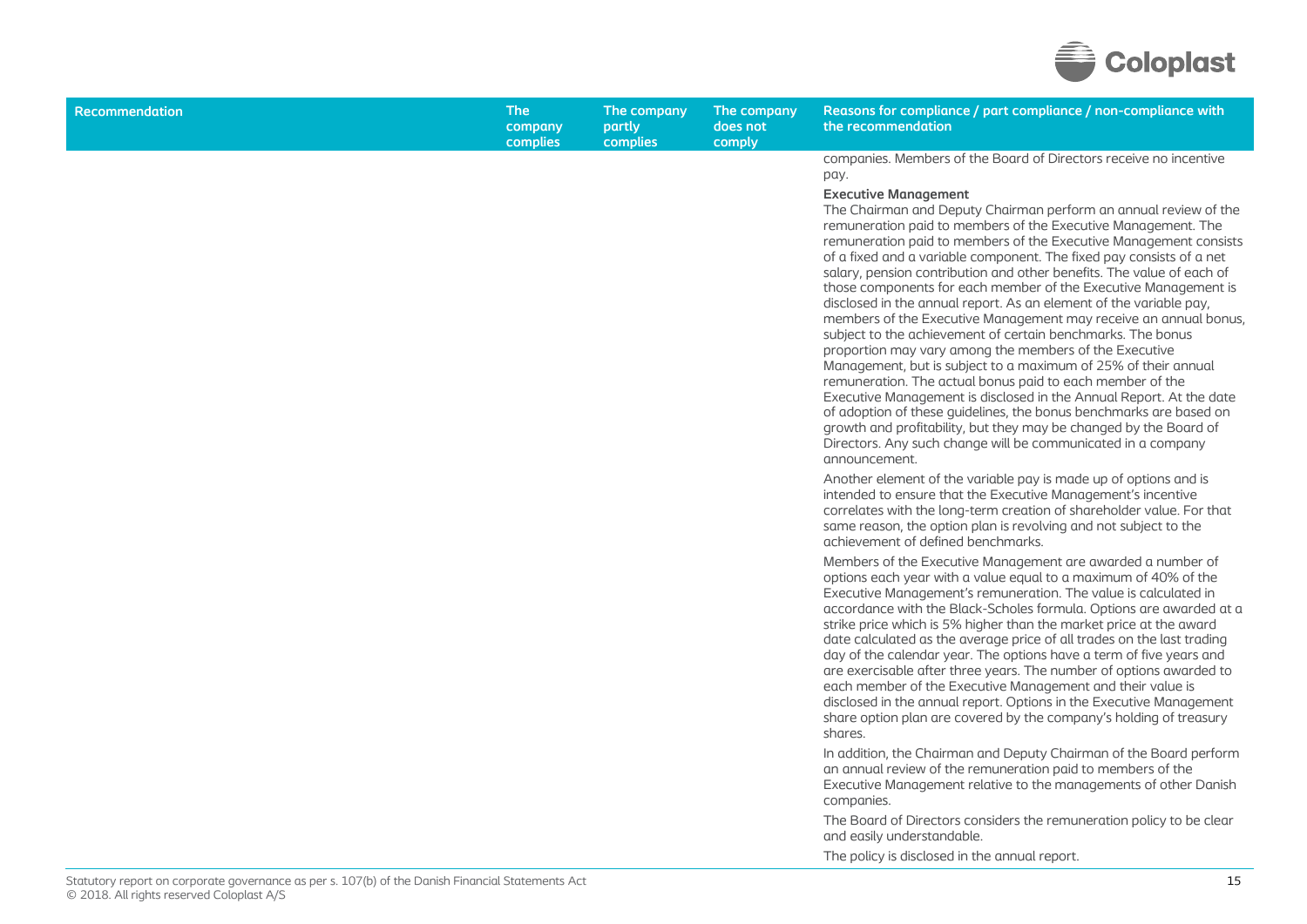| Recommendation | The company complies | The company partly complies | The company does not comply | Reasons for compliance / part compliance / non-compliance with the recommendation |
|---|---|---|---|---|
| | | | | companies. Members of the Board of Directors receive no incentive pay.<br><br>**Executive Management**<br>The Chairman and Deputy Chairman perform an annual review of the remuneration paid to members of the Executive Management. The remuneration paid to members of the Executive Management consists of a fixed and a variable component. The fixed pay consists of a net salary, pension contribution and other benefits. The value of each of those components for each member of the Executive Management is disclosed in the annual report. As an element of the variable pay, members of the Executive Management may receive an annual bonus, subject to the achievement of certain benchmarks. The bonus proportion may vary among the members of the Executive Management, but is subject to a maximum of 25% of their annual remuneration. The actual bonus paid to each member of the Executive Management is disclosed in the Annual Report. At the date of adoption of these guidelines, the bonus benchmarks are based on growth and profitability, but they may be changed by the Board of Directors. Any such change will be communicated in a company announcement.<br><br>Another element of the variable pay is made up of options and is intended to ensure that the Executive Management's incentive correlates with the long-term creation of shareholder value. For that same reason, the option plan is revolving and not subject to the achievement of defined benchmarks.<br><br>Members of the Executive Management are awarded a number of options each year with a value equal to a maximum of 40% of the Executive Management's remuneration. The value is calculated in accordance with the Black-Scholes formula. Options are awarded at a strike price which is 5% higher than the market price at the award date calculated as the average price of all trades on the last trading day of the calendar year. The options have a term of five years and are exercisable after three years. The number of options awarded to each member of the Executive Management and their value is disclosed in the annual report. Options in the Executive Management share option plan are covered by the company's holding of treasury shares.<br><br>In addition, the Chairman and Deputy Chairman of the Board perform an annual review of the remuneration paid to members of the Executive Management relative to the managements of other Danish companies.<br><br>The Board of Directors considers the remuneration policy to be clear and easily understandable.<br><br>The policy is disclosed in the annual report. |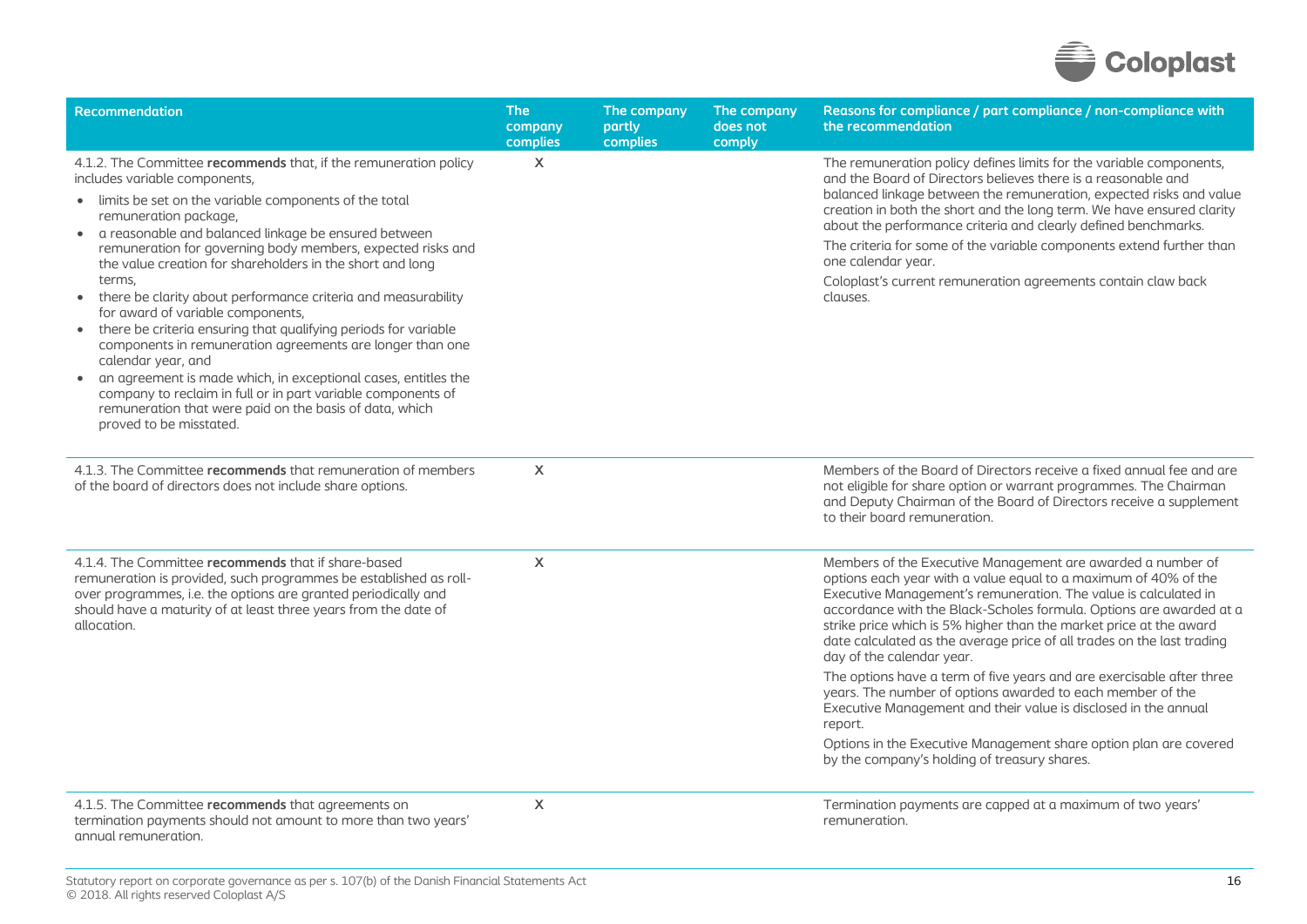| Recommendation | The company complies | The company partly complies | The company does not comply | Reasons for compliance / part compliance / non-compliance with the recommendation |
|---|---|---|---|---|
| 4.1.2. The Committee **recommends** that, if the remuneration policy includes variable components,<br>• limits be set on the variable components of the total remuneration package,<br>• a reasonable and balanced linkage be ensured between remuneration for governing body members, expected risks and the value creation for shareholders in the short and long terms,<br>• there be clarity about performance criteria and measurability for award of variable components,<br>• there be criteria ensuring that qualifying periods for variable components in remuneration agreements are longer than one calendar year, and<br>• an agreement is made which, in exceptional cases, entitles the company to reclaim in full or in part variable components of remuneration that were paid on the basis of data, which proved to be misstated. | X | | | The remuneration policy defines limits for the variable components, and the Board of Directors believes there is a reasonable and balanced linkage between the remuneration, expected risks and value creation in both the short and the long term. We have ensured clarity about the performance criteria and clearly defined benchmarks.<br>The criteria for some of the variable components extend further than one calendar year.<br>Coloplast's current remuneration agreements contain claw back clauses. |
| 4.1.3. The Committee **recommends** that remuneration of members of the board of directors does not include share options. | X | | | Members of the Board of Directors receive a fixed annual fee and are not eligible for share option or warrant programmes. The Chairman and Deputy Chairman of the Board of Directors receive a supplement to their board remuneration. |
| 4.1.4. The Committee **recommends** that if share-based remuneration is provided, such programmes be established as roll-over programmes, i.e. the options are granted periodically and should have a maturity of at least three years from the date of allocation. | X | | | Members of the Executive Management are awarded a number of options each year with a value equal to a maximum of 40% of the Executive Management's remuneration. The value is calculated in accordance with the Black-Scholes formula. Options are awarded at a strike price which is 5% higher than the market price at the award date calculated as the average price of all trades on the last trading day of the calendar year.<br>The options have a term of five years and are exercisable after three years. The number of options awarded to each member of the Executive Management and their value is disclosed in the annual report.<br>Options in the Executive Management share option plan are covered by the company's holding of treasury shares. |
| 4.1.5. The Committee **recommends** that agreements on termination payments should not amount to more than two years' annual remuneration. | X | | | Termination payments are capped at a maximum of two years' remuneration. |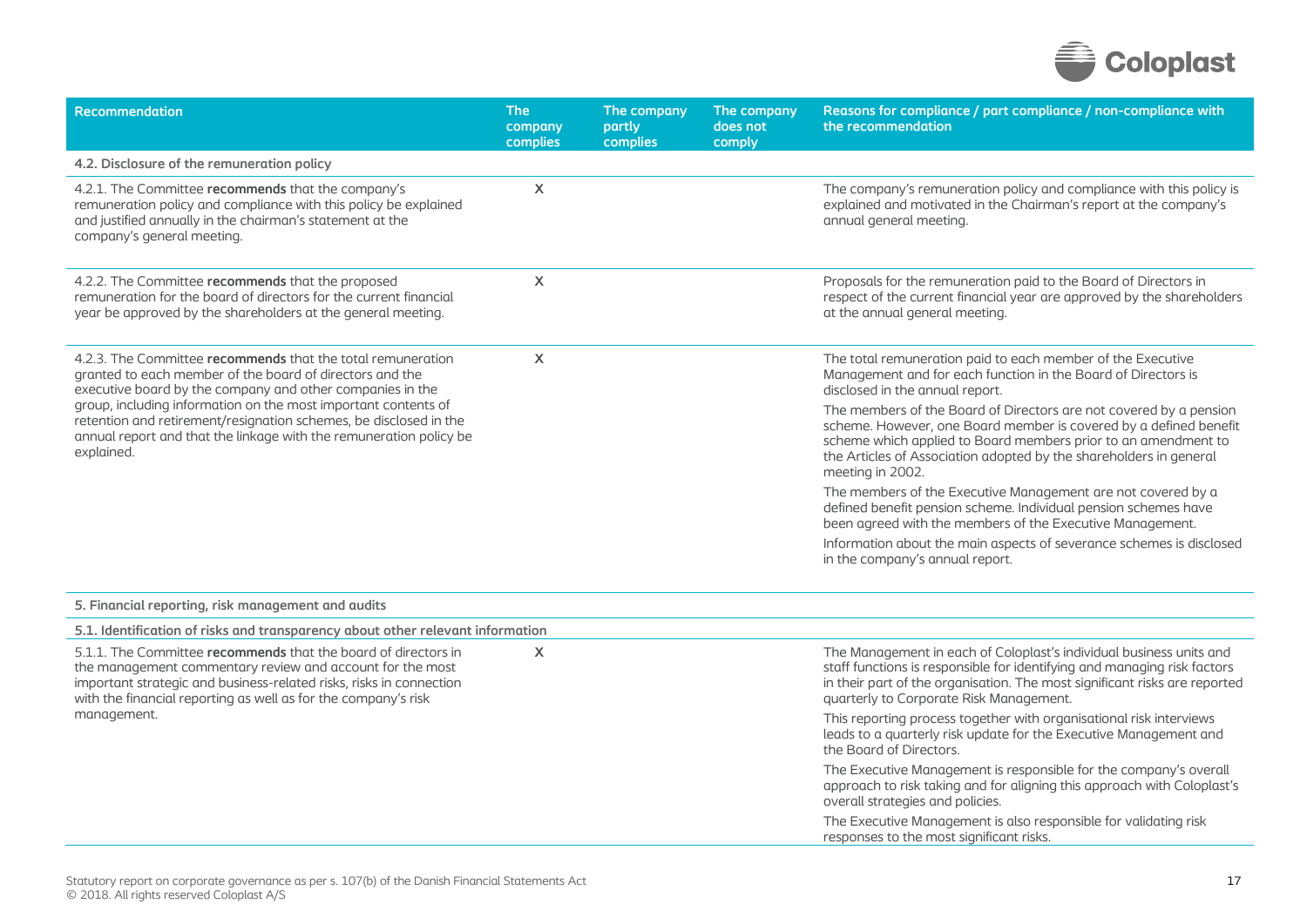| Recommendation | The company complies | The company partly complies | The company does not comply | Reasons for compliance / part compliance / non-compliance with the recommendation |
|---|---|---|---|---|
| **4.2. Disclosure of the remuneration policy** | | | | |
| 4.2.1. The Committee **recommends** that the company's remuneration policy and compliance with this policy be explained and justified annually in the chairman's statement at the company's general meeting. | X | | | The company's remuneration policy and compliance with this policy is explained and motivated in the Chairman's report at the company's annual general meeting. |
| 4.2.2. The Committee **recommends** that the proposed remuneration for the board of directors for the current financial year be approved by the shareholders at the general meeting. | X | | | Proposals for the remuneration paid to the Board of Directors in respect of the current financial year are approved by the shareholders at the annual general meeting. |
| 4.2.3. The Committee **recommends** that the total remuneration granted to each member of the board of directors and the executive board by the company and other companies in the group, including information on the most important contents of retention and retirement/resignation schemes, be disclosed in the annual report and that the linkage with the remuneration policy be explained. | X | | | The total remuneration paid to each member of the Executive Management and for each function in the Board of Directors is disclosed in the annual report.<br><br>The members of the Board of Directors are not covered by a pension scheme. However, one Board member is covered by a defined benefit scheme which applied to Board members prior to an amendment to the Articles of Association adopted by the shareholders in general meeting in 2002.<br><br>The members of the Executive Management are not covered by a defined benefit pension scheme. Individual pension schemes have been agreed with the members of the Executive Management.<br><br>Information about the main aspects of severance schemes is disclosed in the company's annual report. |
| **5. Financial reporting, risk management and audits** | | | | |
| **5.1. Identification of risks and transparency about other relevant information** | | | | |
| 5.1.1. The Committee **recommends** that the board of directors in the management commentary review and account for the most important strategic and business-related risks, risks in connection with the financial reporting as well as for the company's risk management. | X | | | The Management in each of Coloplast's individual business units and staff functions is responsible for identifying and managing risk factors in their part of the organisation. The most significant risks are reported quarterly to Corporate Risk Management.<br><br>This reporting process together with organisational risk interviews leads to a quarterly risk update for the Executive Management and the Board of Directors.<br><br>The Executive Management is responsible for the company's overall approach to risk taking and for aligning this approach with Coloplast's overall strategies and policies.<br><br>The Executive Management is also responsible for validating risk responses to the most significant risks. |

Statutory report on corporate governance as per s. 107(b) of the Danish Financial Statements Act
© 2018. All rights reserved Coloplast A/S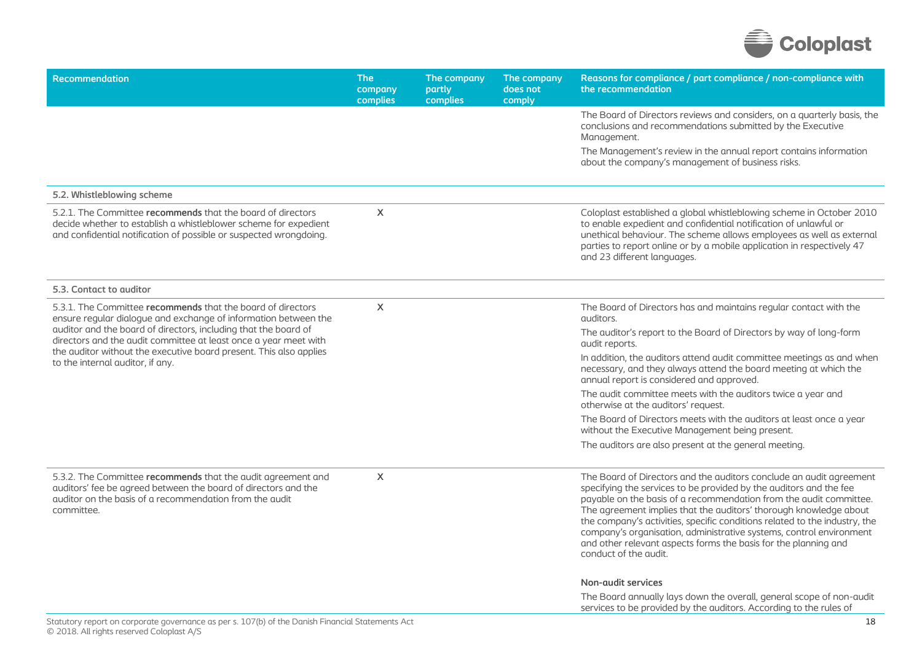| Recommendation | The company complies | The company partly complies | The company does not comply | Reasons for compliance / part compliance / non-compliance with the recommendation |
|---|---|---|---|---|
| | | | | The Board of Directors reviews and considers, on a quarterly basis, the conclusions and recommendations submitted by the Executive Management.<br><br>The Management's review in the annual report contains information about the company's management of business risks. |
| **5.2. Whistleblowing scheme** | | | | |
| 5.2.1. The Committee **recommends** that the board of directors decide whether to establish a whistleblower scheme for expedient and confidential notification of possible or suspected wrongdoing. | X | | | Coloplast established a global whistleblowing scheme in October 2010 to enable expedient and confidential notification of unlawful or unethical behaviour. The scheme allows employees as well as external parties to report online or by a mobile application in respectively 47 and 23 different languages. |
| **5.3. Contact to auditor** | | | | |
| 5.3.1. The Committee **recommends** that the board of directors ensure regular dialogue and exchange of information between the auditor and the board of directors, including that the board of directors and the audit committee at least once a year meet with the auditor without the executive board present. This also applies to the internal auditor, if any. | X | | | The Board of Directors has and maintains regular contact with the auditors.<br><br>The auditor's report to the Board of Directors by way of long-form audit reports.<br><br>In addition, the auditors attend audit committee meetings as and when necessary, and they always attend the board meeting at which the annual report is considered and approved.<br><br>The audit committee meets with the auditors twice a year and otherwise at the auditors' request.<br><br>The Board of Directors meets with the auditors at least once a year without the Executive Management being present.<br><br>The auditors are also present at the general meeting. |
| 5.3.2. The Committee **recommends** that the audit agreement and auditors' fee be agreed between the board of directors and the auditor on the basis of a recommendation from the audit committee. | X | | | The Board of Directors and the auditors conclude an audit agreement specifying the services to be provided by the auditors and the fee payable on the basis of a recommendation from the audit committee. The agreement implies that the auditors' thorough knowledge about the company's activities, specific conditions related to the industry, the company's organisation, administrative systems, control environment and other relevant aspects forms the basis for the planning and conduct of the audit.<br><br>**Non-audit services**<br><br>The Board annually lays down the overall, general scope of non-audit services to be provided by the auditors. According to the rules of |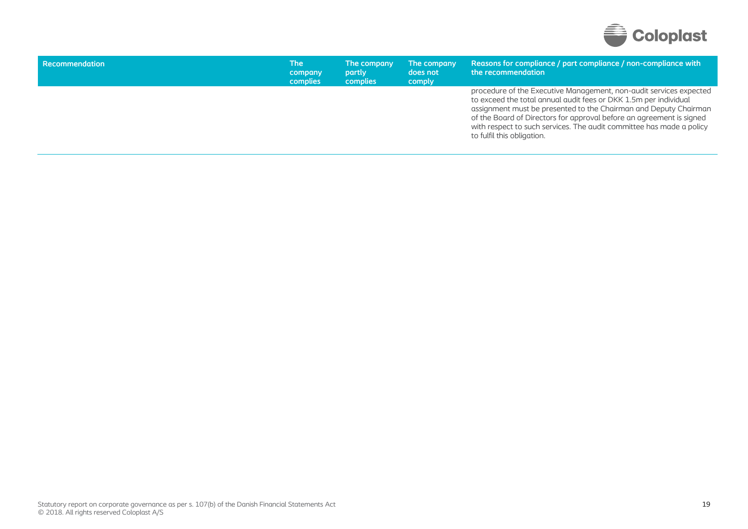| Recommendation | The company complies | The company partly complies | The company does not comply | Reasons for compliance / part compliance / non-compliance with the recommendation |
|---|---|---|---|---|
| | | | | procedure of the Executive Management, non-audit services expected to exceed the total annual audit fees or DKK 1.5m per individual assignment must be presented to the Chairman and Deputy Chairman of the Board of Directors for approval before an agreement is signed with respect to such services. The audit committee has made a policy to fulfil this obligation. |